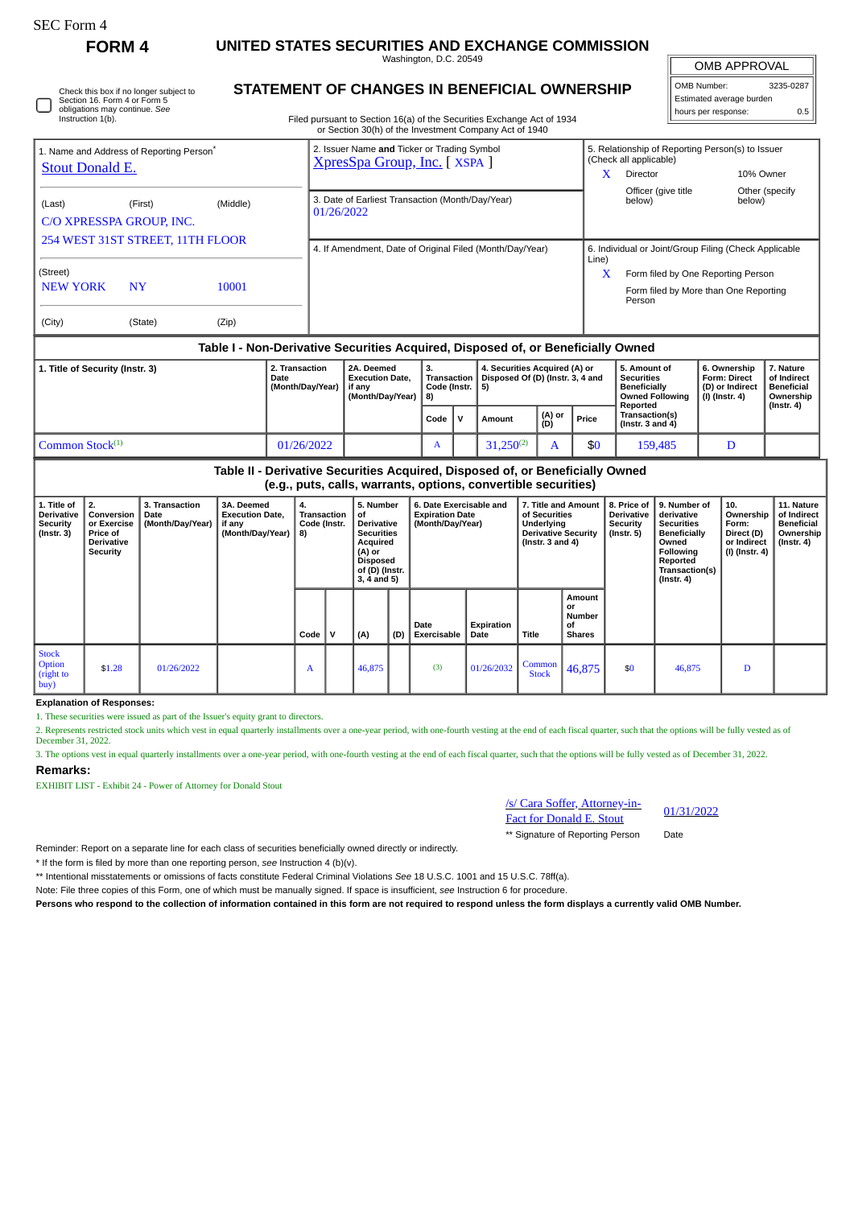SEC Form 4

# FORM 4

## UNITED STATES SECURITIES AND EXCHANGE COMMISSION

Washington, D.C. 20549

## STATEMENT OF CHANGES IN BENEFICIAL OWNERSHIP

Filed pursuant to Section 16(a) of the Securities Exchange Act of 1934 or Section 30(h) of the Investment Company Act of 1940

| OMB APPROVAL | |
|---|---|
| OMB Number: | 3235-0287 |
| Estimated average burden | |
| hours per response: | 0.5 |

☐ Check this box if no longer subject to Section 16. Form 4 or Form 5 obligations may continue. *See* Instruction 1(b).

| 1. Name and Address of Reporting Person* | 2. Issuer Name **and** Ticker or Trading Symbol | 5. Relationship of Reporting Person(s) to Issuer (Check all applicable) |
|---|---|---|
| Stout Donald E. | XpresSpa Group, Inc. [ XSPA ] | X Director; 10% Owner; Officer (give title below); Other (specify below) |
| (Last) (First) (Middle) C/O XPRESSPA GROUP, INC. 254 WEST 31ST STREET, 11TH FLOOR | 3. Date of Earliest Transaction (Month/Day/Year) 01/26/2022 | |
| (Street) NEW YORK NY 10001 | 4. If Amendment, Date of Original Filed (Month/Day/Year) | 6. Individual or Joint/Group Filing (Check Applicable Line) X Form filed by One Reporting Person; Form filed by More than One Reporting Person |
| (City) (State) (Zip) | | |

### Table I - Non-Derivative Securities Acquired, Disposed of, or Beneficially Owned

| 1. Title of Security (Instr. 3) | 2. Transaction Date (Month/Day/Year) | 2A. Deemed Execution Date, if any (Month/Day/Year) | 3. Transaction Code (Instr. 8) | | 4. Securities Acquired (A) or Disposed Of (D) (Instr. 3, 4 and 5) | | | 5. Amount of Securities Beneficially Owned Following Reported Transaction(s) (Instr. 3 and 4) | 6. Ownership Form: Direct (D) or Indirect (I) (Instr. 4) | 7. Nature of Indirect Beneficial Ownership (Instr. 4) |
|---|---|---|---|---|---|---|---|---|---|---|
| | | | Code | V | Amount | (A) or (D) | Price | | | |
| Common Stock[(1)] | 01/26/2022 | | A | | 31,250[(2)] | A | $0 | 159,485 | D | |

### Table II - Derivative Securities Acquired, Disposed of, or Beneficially Owned (e.g., puts, calls, warrants, options, convertible securities)

| 1. Title of Derivative Security (Instr. 3) | 2. Conversion or Exercise Price of Derivative Security | 3. Transaction Date (Month/Day/Year) | 3A. Deemed Execution Date, if any (Month/Day/Year) | 4. Transaction Code (Instr. 8) | | 5. Number of Derivative Securities Acquired (A) or Disposed of (D) (Instr. 3, 4 and 5) | | 6. Date Exercisable and Expiration Date (Month/Day/Year) | | 7. Title and Amount of Securities Underlying Derivative Security (Instr. 3 and 4) | | 8. Price of Derivative Security (Instr. 5) | 9. Number of derivative Securities Beneficially Owned Following Reported Transaction(s) (Instr. 4) | 10. Ownership Form: Direct (D) or Indirect (I) (Instr. 4) | 11. Nature of Indirect Beneficial Ownership (Instr. 4) |
|---|---|---|---|---|---|---|---|---|---|---|---|---|---|---|---|
| | | | | Code | V | (A) | (D) | Date Exercisable | Expiration Date | Title | Amount or Number of Shares | | | | |
| Stock Option (right to buy) | $1.28 | 01/26/2022 | | A | | 46,875 | | (3) | 01/26/2032 | Common Stock | 46,875 | $0 | 46,875 | D | |

**Explanation of Responses:**

1. These securities were issued as part of the Issuer's equity grant to directors.

2. Represents restricted stock units which vest in equal quarterly installments over a one-year period, with one-fourth vesting at the end of each fiscal quarter, such that the options will be fully vested as of December 31, 2022.

3. The options vest in equal quarterly installments over a one-year period, with one-fourth vesting at the end of each fiscal quarter, such that the options will be fully vested as of December 31, 2022.

**Remarks:**

EXHIBIT LIST - Exhibit 24 - Power of Attorney for Donald Stout

| /s/ Cara Soffer, Attorney-in-Fact for Donald E. Stout | 01/31/2022 |
|---|---|
| ** Signature of Reporting Person | Date |

Reminder: Report on a separate line for each class of securities beneficially owned directly or indirectly.

\* If the form is filed by more than one reporting person, *see* Instruction 4 (b)(v).

** Intentional misstatements or omissions of facts constitute Federal Criminal Violations *See* 18 U.S.C. 1001 and 15 U.S.C. 78ff(a).

Note: File three copies of this Form, one of which must be manually signed. If space is insufficient, *see* Instruction 6 for procedure.

**Persons who respond to the collection of information contained in this form are not required to respond unless the form displays a currently valid OMB Number.**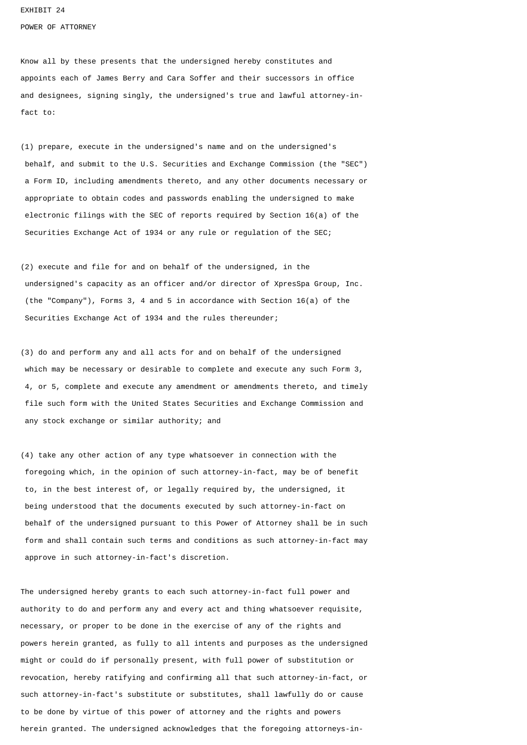EXHIBIT 24

POWER OF ATTORNEY

Know all by these presents that the undersigned hereby constitutes and appoints each of James Berry and Cara Soffer and their successors in office and designees, signing singly, the undersigned's true and lawful attorney-in-fact to:

(1) prepare, execute in the undersigned's name and on the undersigned's behalf, and submit to the U.S. Securities and Exchange Commission (the "SEC") a Form ID, including amendments thereto, and any other documents necessary or appropriate to obtain codes and passwords enabling the undersigned to make electronic filings with the SEC of reports required by Section 16(a) of the Securities Exchange Act of 1934 or any rule or regulation of the SEC;

(2) execute and file for and on behalf of the undersigned, in the undersigned's capacity as an officer and/or director of XpresSpa Group, Inc. (the "Company"), Forms 3, 4 and 5 in accordance with Section 16(a) of the Securities Exchange Act of 1934 and the rules thereunder;

(3) do and perform any and all acts for and on behalf of the undersigned which may be necessary or desirable to complete and execute any such Form 3, 4, or 5, complete and execute any amendment or amendments thereto, and timely file such form with the United States Securities and Exchange Commission and any stock exchange or similar authority; and

(4) take any other action of any type whatsoever in connection with the foregoing which, in the opinion of such attorney-in-fact, may be of benefit to, in the best interest of, or legally required by, the undersigned, it being understood that the documents executed by such attorney-in-fact on behalf of the undersigned pursuant to this Power of Attorney shall be in such form and shall contain such terms and conditions as such attorney-in-fact may approve in such attorney-in-fact's discretion.

The undersigned hereby grants to each such attorney-in-fact full power and authority to do and perform any and every act and thing whatsoever requisite, necessary, or proper to be done in the exercise of any of the rights and powers herein granted, as fully to all intents and purposes as the undersigned might or could do if personally present, with full power of substitution or revocation, hereby ratifying and confirming all that such attorney-in-fact, or such attorney-in-fact's substitute or substitutes, shall lawfully do or cause to be done by virtue of this power of attorney and the rights and powers herein granted. The undersigned acknowledges that the foregoing attorneys-in-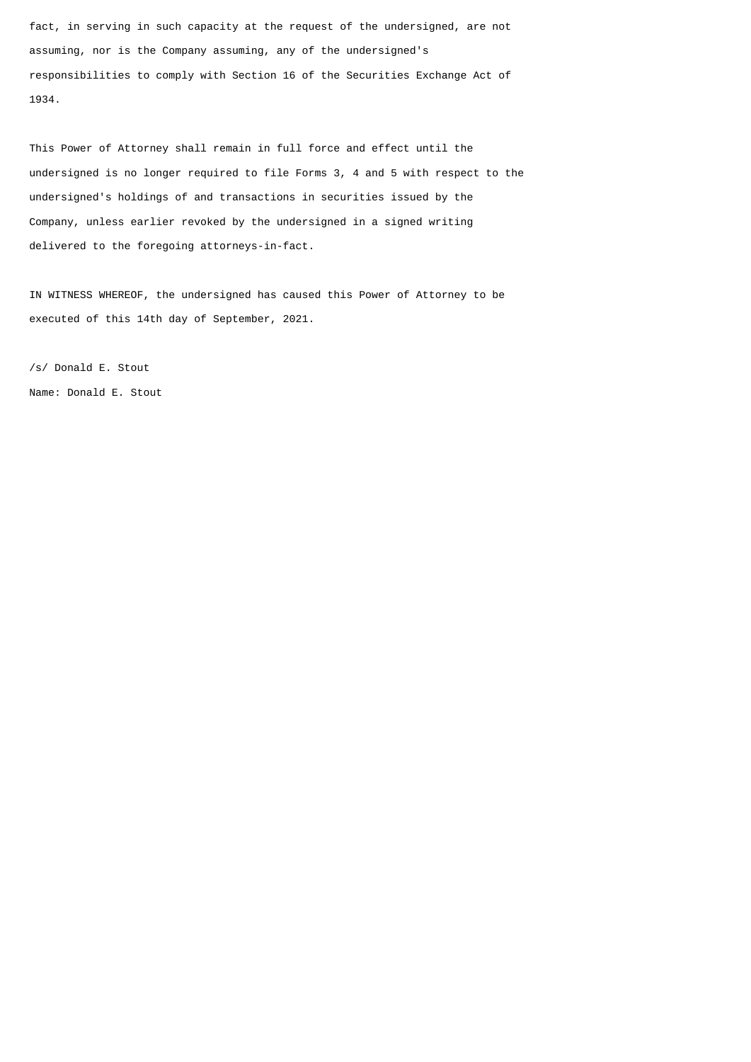fact, in serving in such capacity at the request of the undersigned, are not assuming, nor is the Company assuming, any of the undersigned's responsibilities to comply with Section 16 of the Securities Exchange Act of 1934.

This Power of Attorney shall remain in full force and effect until the undersigned is no longer required to file Forms 3, 4 and 5 with respect to the undersigned's holdings of and transactions in securities issued by the Company, unless earlier revoked by the undersigned in a signed writing delivered to the foregoing attorneys-in-fact.

IN WITNESS WHEREOF, the undersigned has caused this Power of Attorney to be executed of this 14th day of September, 2021.

/s/ Donald E. Stout

Name: Donald E. Stout